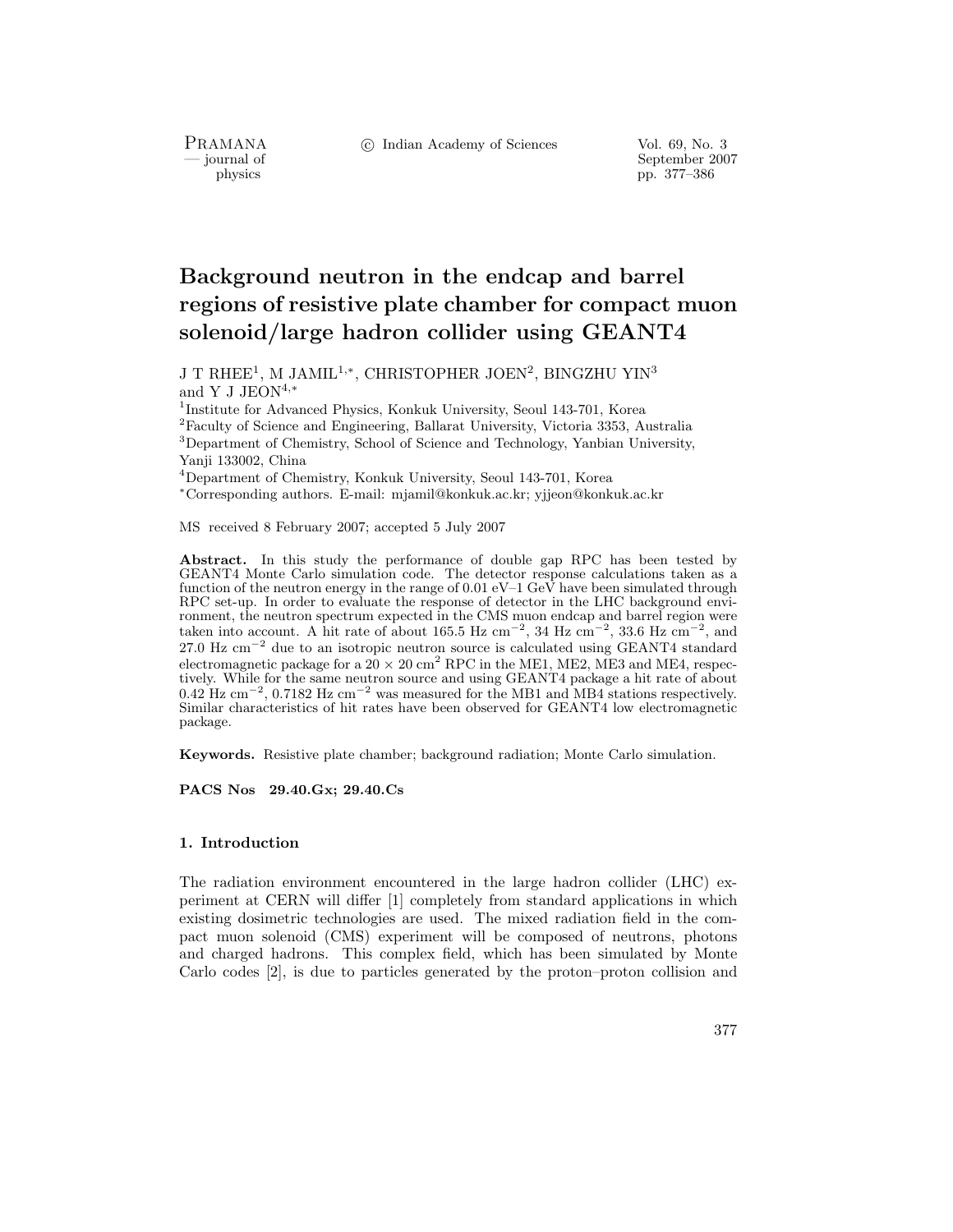# Background neutron in the endcap and barrel regions of resistive plate chamber for compact muon solenoid/large hadron collider using GEANT4

J T RHEE[1], M JAMIL[1,*], CHRISTOPHER JOEN[2], BINGZHU YIN[3] and Y J JEON[4,*]

[1]Institute for Advanced Physics, Konkuk University, Seoul 143-701, Korea
[2]Faculty of Science and Engineering, Ballarat University, Victoria 3353, Australia
[3]Department of Chemistry, School of Science and Technology, Yanbian University, Yanji 133002, China
[4]Department of Chemistry, Konkuk University, Seoul 143-701, Korea
[*]Corresponding authors. E-mail: mjamil@konkuk.ac.kr; yjjeon@konkuk.ac.kr

MS received 8 February 2007; accepted 5 July 2007

**Abstract.** In this study the performance of double gap RPC has been tested by GEANT4 Monte Carlo simulation code. The detector response calculations taken as a function of the neutron energy in the range of 0.01 eV–1 GeV have been simulated through RPC set-up. In order to evaluate the response of detector in the LHC background environment, the neutron spectrum expected in the CMS muon endcap and barrel region were taken into account. A hit rate of about 165.5 Hz cm$^{-2}$, 34 Hz cm$^{-2}$, 33.6 Hz cm$^{-2}$, and 27.0 Hz cm$^{-2}$ due to an isotropic neutron source is calculated using GEANT4 standard electromagnetic package for a $20 \times 20$ cm$^2$ RPC in the ME1, ME2, ME3 and ME4, respectively. While for the same neutron source and using GEANT4 package a hit rate of about 0.42 Hz cm$^{-2}$, 0.7182 Hz cm$^{-2}$ was measured for the MB1 and MB4 stations respectively. Similar characteristics of hit rates have been observed for GEANT4 low electromagnetic package.

**Keywords.** Resistive plate chamber; background radiation; Monte Carlo simulation.

**PACS Nos** 29.40.Gx; 29.40.Cs

## 1. Introduction

The radiation environment encountered in the large hadron collider (LHC) experiment at CERN will differ [1] completely from standard applications in which existing dosimetric technologies are used. The mixed radiation field in the compact muon solenoid (CMS) experiment will be composed of neutrons, photons and charged hadrons. This complex field, which has been simulated by Monte Carlo codes [2], is due to particles generated by the proton–proton collision and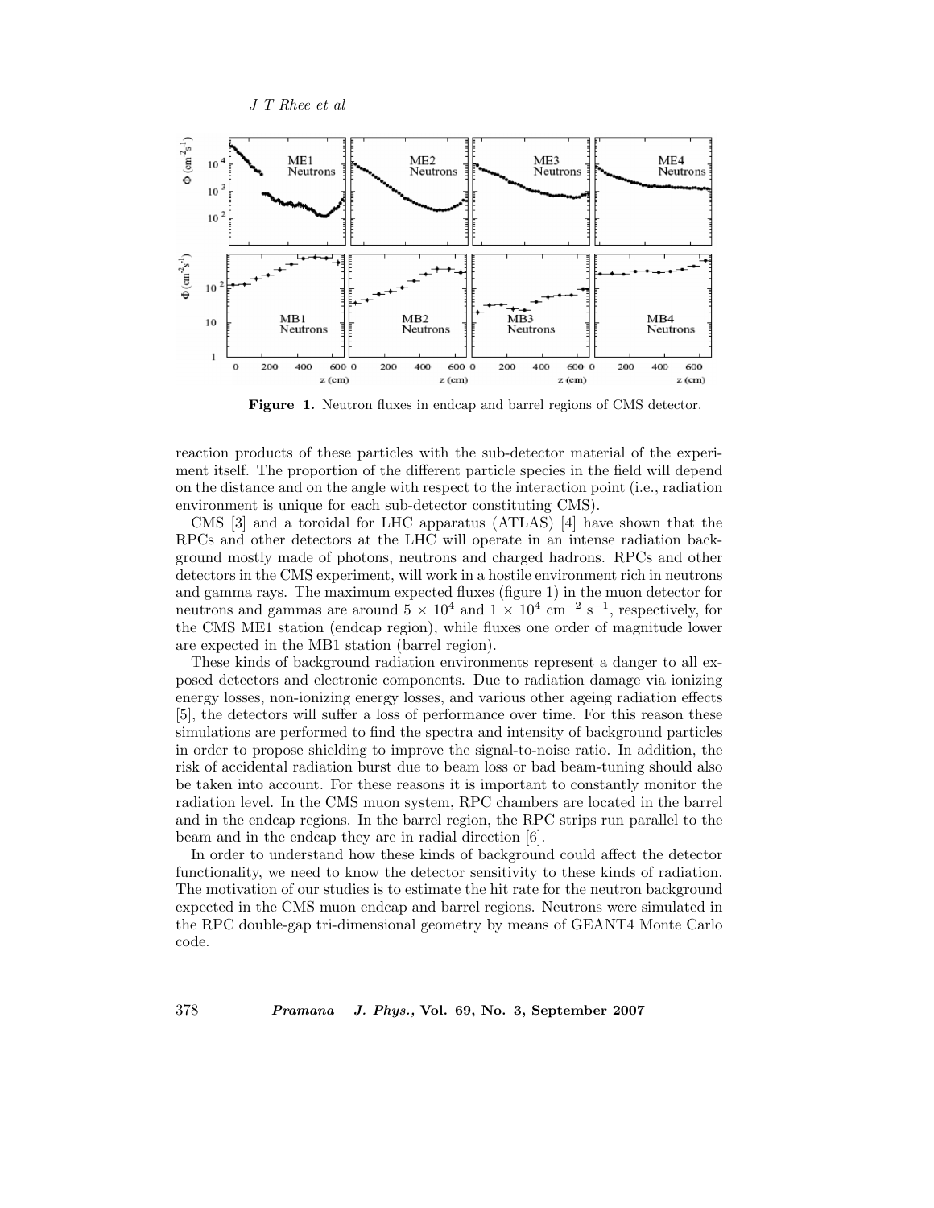Figure 1. Neutron fluxes in endcap and barrel regions of CMS detector.

reaction products of these particles with the sub-detector material of the experiment itself. The proportion of the different particle species in the field will depend on the distance and on the angle with respect to the interaction point (i.e., radiation environment is unique for each sub-detector constituting CMS).

CMS [3] and a toroidal for LHC apparatus (ATLAS) [4] have shown that the RPCs and other detectors at the LHC will operate in an intense radiation background mostly made of photons, neutrons and charged hadrons. RPCs and other detectors in the CMS experiment, will work in a hostile environment rich in neutrons and gamma rays. The maximum expected fluxes (figure 1) in the muon detector for neutrons and gammas are around $5 \times 10^4$ and $1 \times 10^4$ cm$^{-2}$ s$^{-1}$, respectively, for the CMS ME1 station (endcap region), while fluxes one order of magnitude lower are expected in the MB1 station (barrel region).

These kinds of background radiation environments represent a danger to all exposed detectors and electronic components. Due to radiation damage via ionizing energy losses, non-ionizing energy losses, and various other ageing radiation effects [5], the detectors will suffer a loss of performance over time. For this reason these simulations are performed to find the spectra and intensity of background particles in order to propose shielding to improve the signal-to-noise ratio. In addition, the risk of accidental radiation burst due to beam loss or bad beam-tuning should also be taken into account. For these reasons it is important to constantly monitor the radiation level. In the CMS muon system, RPC chambers are located in the barrel and in the endcap regions. In the barrel region, the RPC strips run parallel to the beam and in the endcap they are in radial direction [6].

In order to understand how these kinds of background could affect the detector functionality, we need to know the detector sensitivity to these kinds of radiation. The motivation of our studies is to estimate the hit rate for the neutron background expected in the CMS muon endcap and barrel regions. Neutrons were simulated in the RPC double-gap tri-dimensional geometry by means of GEANT4 Monte Carlo code.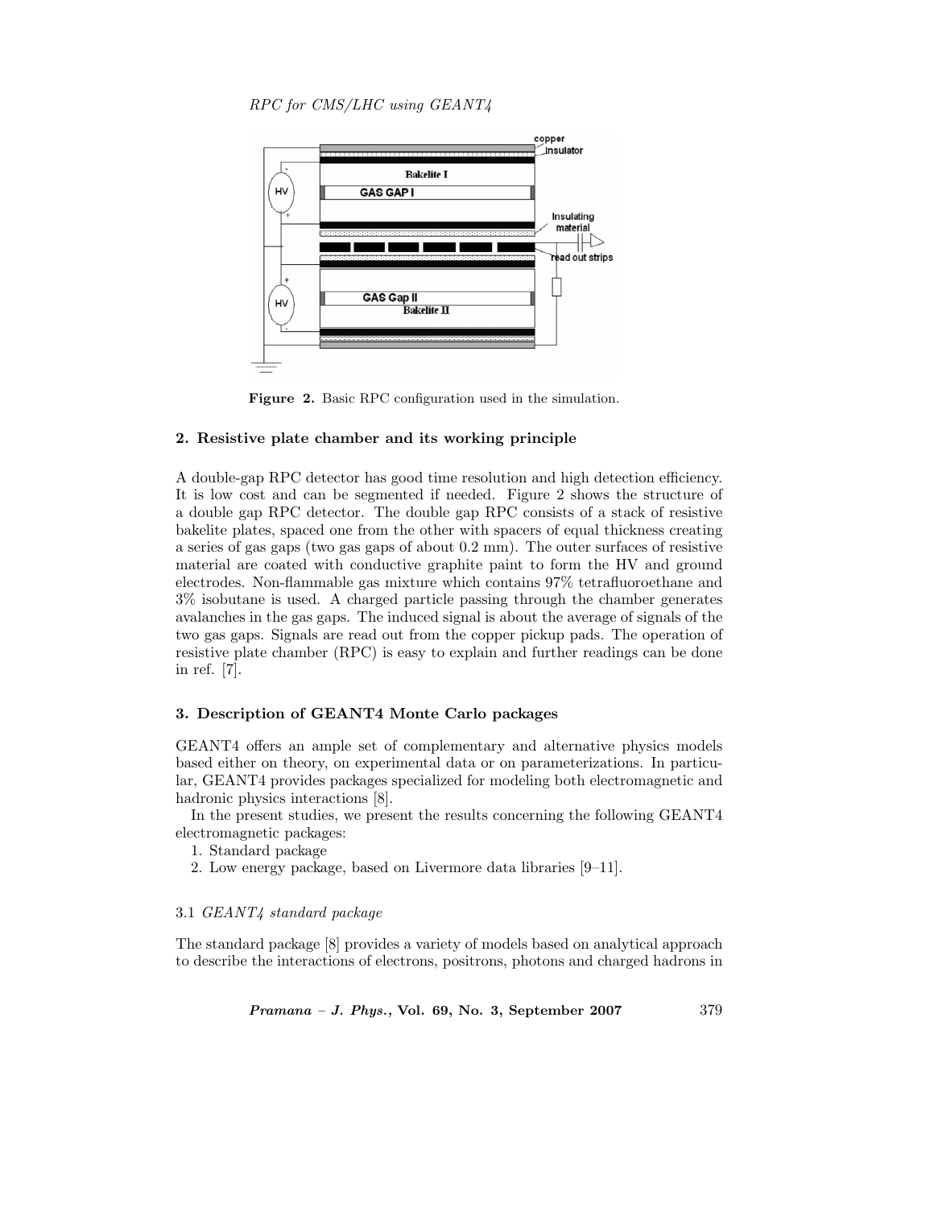Figure 2. Basic RPC configuration used in the simulation.

## 2. Resistive plate chamber and its working principle

A double-gap RPC detector has good time resolution and high detection efficiency. It is low cost and can be segmented if needed. Figure 2 shows the structure of a double gap RPC detector. The double gap RPC consists of a stack of resistive bakelite plates, spaced one from the other with spacers of equal thickness creating a series of gas gaps (two gas gaps of about 0.2 mm). The outer surfaces of resistive material are coated with conductive graphite paint to form the HV and ground electrodes. Non-flammable gas mixture which contains 97% tetrafluoroethane and 3% isobutane is used. A charged particle passing through the chamber generates avalanches in the gas gaps. The induced signal is about the average of signals of the two gas gaps. Signals are read out from the copper pickup pads. The operation of resistive plate chamber (RPC) is easy to explain and further readings can be done in ref. [7].

## 3. Description of GEANT4 Monte Carlo packages

GEANT4 offers an ample set of complementary and alternative physics models based either on theory, on experimental data or on parameterizations. In particular, GEANT4 provides packages specialized for modeling both electromagnetic and hadronic physics interactions [8].

In the present studies, we present the results concerning the following GEANT4 electromagnetic packages:

1. Standard package
2. Low energy package, based on Livermore data libraries [9–11].

### 3.1 *GEANT4 standard package*

The standard package [8] provides a variety of models based on analytical approach to describe the interactions of electrons, positrons, photons and charged hadrons in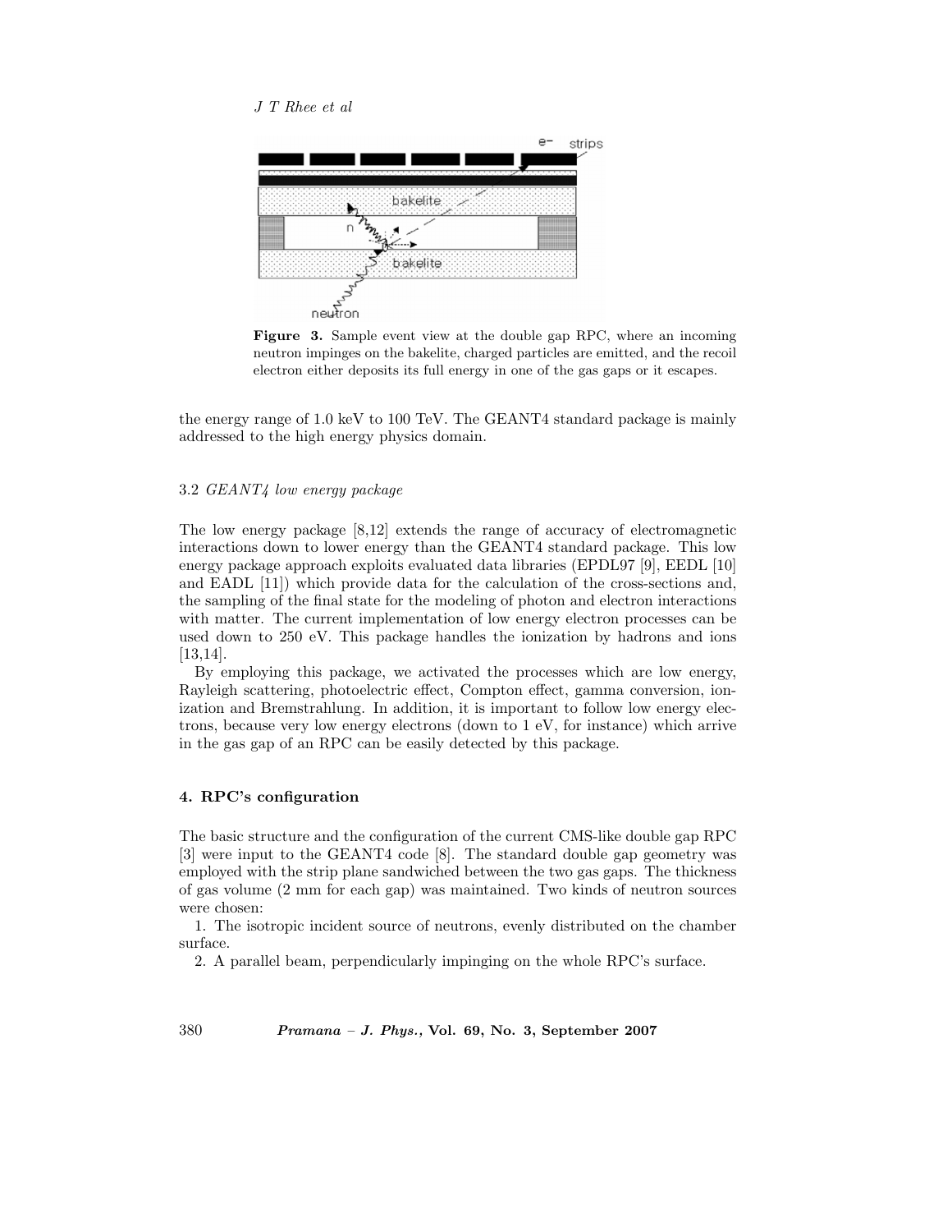**Figure 3.** Sample event view at the double gap RPC, where an incoming neutron impinges on the bakelite, charged particles are emitted, and the recoil electron either deposits its full energy in one of the gas gaps or it escapes.

the energy range of 1.0 keV to 100 TeV. The GEANT4 standard package is mainly addressed to the high energy physics domain.

### 3.2 *GEANT4 low energy package*

The low energy package [8,12] extends the range of accuracy of electromagnetic interactions down to lower energy than the GEANT4 standard package. This low energy package approach exploits evaluated data libraries (EPDL97 [9], EEDL [10] and EADL [11]) which provide data for the calculation of the cross-sections and, the sampling of the final state for the modeling of photon and electron interactions with matter. The current implementation of low energy electron processes can be used down to 250 eV. This package handles the ionization by hadrons and ions [13,14].

By employing this package, we activated the processes which are low energy, Rayleigh scattering, photoelectric effect, Compton effect, gamma conversion, ionization and Bremstrahlung. In addition, it is important to follow low energy electrons, because very low energy electrons (down to 1 eV, for instance) which arrive in the gas gap of an RPC can be easily detected by this package.

## 4. RPC's configuration

The basic structure and the configuration of the current CMS-like double gap RPC [3] were input to the GEANT4 code [8]. The standard double gap geometry was employed with the strip plane sandwiched between the two gas gaps. The thickness of gas volume (2 mm for each gap) was maintained. Two kinds of neutron sources were chosen:

1. The isotropic incident source of neutrons, evenly distributed on the chamber surface.
2. A parallel beam, perpendicularly impinging on the whole RPC's surface.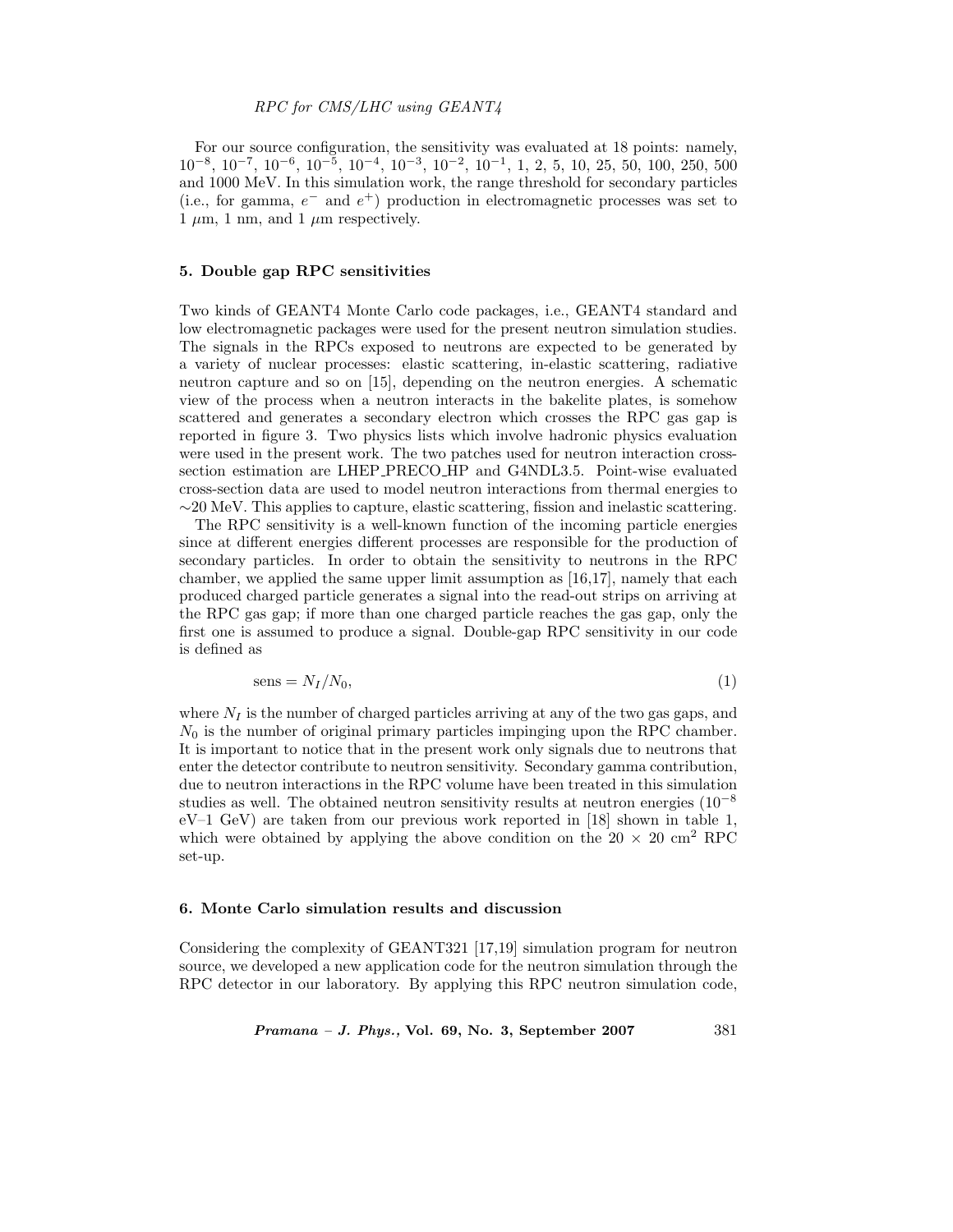For our source configuration, the sensitivity was evaluated at 18 points: namely, $10^{-8}$, $10^{-7}$, $10^{-6}$, $10^{-5}$, $10^{-4}$, $10^{-3}$, $10^{-2}$, $10^{-1}$, 1, 2, 5, 10, 25, 50, 100, 250, 500 and 1000 MeV. In this simulation work, the range threshold for secondary particles (i.e., for gamma, $e^-$ and $e^+$) production in electromagnetic processes was set to 1 $\mu$m, 1 nm, and 1 $\mu$m respectively.

## 5. Double gap RPC sensitivities

Two kinds of GEANT4 Monte Carlo code packages, i.e., GEANT4 standard and low electromagnetic packages were used for the present neutron simulation studies. The signals in the RPCs exposed to neutrons are expected to be generated by a variety of nuclear processes: elastic scattering, in-elastic scattering, radiative neutron capture and so on [15], depending on the neutron energies. A schematic view of the process when a neutron interacts in the bakelite plates, is somehow scattered and generates a secondary electron which crosses the RPC gas gap is reported in figure 3. Two physics lists which involve hadronic physics evaluation were used in the present work. The two patches used for neutron interaction cross-section estimation are LHEP_PRECO_HP and G4NDL3.5. Point-wise evaluated cross-section data are used to model neutron interactions from thermal energies to ∼20 MeV. This applies to capture, elastic scattering, fission and inelastic scattering.

The RPC sensitivity is a well-known function of the incoming particle energies since at different energies different processes are responsible for the production of secondary particles. In order to obtain the sensitivity to neutrons in the RPC chamber, we applied the same upper limit assumption as [16,17], namely that each produced charged particle generates a signal into the read-out strips on arriving at the RPC gas gap; if more than one charged particle reaches the gas gap, only the first one is assumed to produce a signal. Double-gap RPC sensitivity in our code is defined as

$$\text{sens} = N_I/N_0, \tag{1}$$

where $N_I$ is the number of charged particles arriving at any of the two gas gaps, and $N_0$ is the number of original primary particles impinging upon the RPC chamber. It is important to notice that in the present work only signals due to neutrons that enter the detector contribute to neutron sensitivity. Secondary gamma contribution, due to neutron interactions in the RPC volume have been treated in this simulation studies as well. The obtained neutron sensitivity results at neutron energies ($10^{-8}$ eV–1 GeV) are taken from our previous work reported in [18] shown in table 1, which were obtained by applying the above condition on the 20 × 20 cm$^2$ RPC set-up.

## 6. Monte Carlo simulation results and discussion

Considering the complexity of GEANT321 [17,19] simulation program for neutron source, we developed a new application code for the neutron simulation through the RPC detector in our laboratory. By applying this RPC neutron simulation code,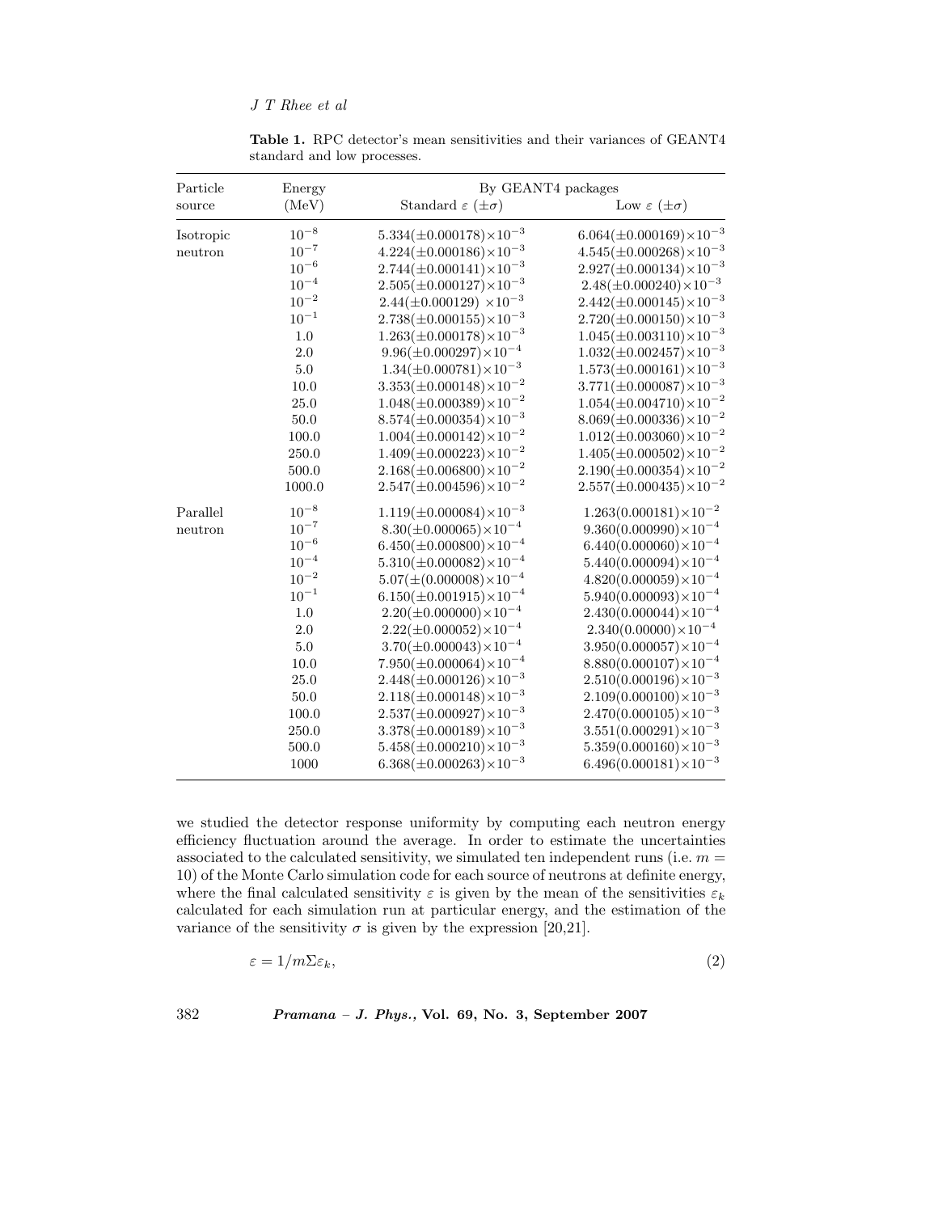**Table 1.** RPC detector's mean sensitivities and their variances of GEANT4 standard and low processes.

| Particle source | Energy (MeV) | By GEANT4 packages | |
|---|---|---|---|
| | | Standard $\varepsilon$ ($\pm\sigma$) | Low $\varepsilon$ ($\pm\sigma$) |
| Isotropic neutron | $10^{-8}$ | $5.334(\pm 0.000178)\times 10^{-3}$ | $6.064(\pm 0.000169)\times 10^{-3}$ |
| | $10^{-7}$ | $4.224(\pm 0.000186)\times 10^{-3}$ | $4.545(\pm 0.000268)\times 10^{-3}$ |
| | $10^{-6}$ | $2.744(\pm 0.000141)\times 10^{-3}$ | $2.927(\pm 0.000134)\times 10^{-3}$ |
| | $10^{-4}$ | $2.505(\pm 0.000127)\times 10^{-3}$ | $2.48(\pm 0.000240)\times 10^{-3}$ |
| | $10^{-2}$ | $2.44(\pm 0.000129)\times 10^{-3}$ | $2.442(\pm 0.000145)\times 10^{-3}$ |
| | $10^{-1}$ | $2.738(\pm 0.000155)\times 10^{-3}$ | $2.720(\pm 0.000150)\times 10^{-3}$ |
| | 1.0 | $1.263(\pm 0.000178)\times 10^{-3}$ | $1.045(\pm 0.003110)\times 10^{-3}$ |
| | 2.0 | $9.96(\pm 0.000297)\times 10^{-4}$ | $1.032(\pm 0.002457)\times 10^{-3}$ |
| | 5.0 | $1.34(\pm 0.000781)\times 10^{-3}$ | $1.573(\pm 0.000161)\times 10^{-3}$ |
| | 10.0 | $3.353(\pm 0.000148)\times 10^{-2}$ | $3.771(\pm 0.000087)\times 10^{-3}$ |
| | 25.0 | $1.048(\pm 0.000389)\times 10^{-2}$ | $1.054(\pm 0.004710)\times 10^{-2}$ |
| | 50.0 | $8.574(\pm 0.000354)\times 10^{-3}$ | $8.069(\pm 0.000336)\times 10^{-2}$ |
| | 100.0 | $1.004(\pm 0.000142)\times 10^{-2}$ | $1.012(\pm 0.003060)\times 10^{-2}$ |
| | 250.0 | $1.409(\pm 0.000223)\times 10^{-2}$ | $1.405(\pm 0.000502)\times 10^{-2}$ |
| | 500.0 | $2.168(\pm 0.006800)\times 10^{-2}$ | $2.190(\pm 0.000354)\times 10^{-2}$ |
| | 1000.0 | $2.547(\pm 0.004596)\times 10^{-2}$ | $2.557(\pm 0.000435)\times 10^{-2}$ |
| Parallel neutron | $10^{-8}$ | $1.119(\pm 0.000084)\times 10^{-3}$ | $1.263(0.000181)\times 10^{-2}$ |
| | $10^{-7}$ | $8.30(\pm 0.000065)\times 10^{-4}$ | $9.360(0.000990)\times 10^{-4}$ |
| | $10^{-6}$ | $6.450(\pm 0.000800)\times 10^{-4}$ | $6.440(0.000060)\times 10^{-4}$ |
| | $10^{-4}$ | $5.310(\pm 0.000082)\times 10^{-4}$ | $5.440(0.000094)\times 10^{-4}$ |
| | $10^{-2}$ | $5.07(\pm(0.000008)\times 10^{-4}$ | $4.820(0.000059)\times 10^{-4}$ |
| | $10^{-1}$ | $6.150(\pm 0.001915)\times 10^{-4}$ | $5.940(0.000093)\times 10^{-4}$ |
| | 1.0 | $2.20(\pm 0.000000)\times 10^{-4}$ | $2.430(0.000044)\times 10^{-4}$ |
| | 2.0 | $2.22(\pm 0.000052)\times 10^{-4}$ | $2.340(0.00000)\times 10^{-4}$ |
| | 5.0 | $3.70(\pm 0.000043)\times 10^{-4}$ | $3.950(0.000057)\times 10^{-4}$ |
| | 10.0 | $7.950(\pm 0.000064)\times 10^{-4}$ | $8.880(0.000107)\times 10^{-4}$ |
| | 25.0 | $2.448(\pm 0.000126)\times 10^{-3}$ | $2.510(0.000196)\times 10^{-3}$ |
| | 50.0 | $2.118(\pm 0.000148)\times 10^{-3}$ | $2.109(0.000100)\times 10^{-3}$ |
| | 100.0 | $2.537(\pm 0.000927)\times 10^{-3}$ | $2.470(0.000105)\times 10^{-3}$ |
| | 250.0 | $3.378(\pm 0.000189)\times 10^{-3}$ | $3.551(0.000291)\times 10^{-3}$ |
| | 500.0 | $5.458(\pm 0.000210)\times 10^{-3}$ | $5.359(0.000160)\times 10^{-3}$ |
| | 1000 | $6.368(\pm 0.000263)\times 10^{-3}$ | $6.496(0.000181)\times 10^{-3}$ |

we studied the detector response uniformity by computing each neutron energy efficiency fluctuation around the average. In order to estimate the uncertainties associated to the calculated sensitivity, we simulated ten independent runs (i.e. $m = 10$) of the Monte Carlo simulation code for each source of neutrons at definite energy, where the final calculated sensitivity $\varepsilon$ is given by the mean of the sensitivities $\varepsilon_k$ calculated for each simulation run at particular energy, and the estimation of the variance of the sensitivity $\sigma$ is given by the expression [20,21].

$$\varepsilon = 1/m\Sigma\varepsilon_k, \tag{2}$$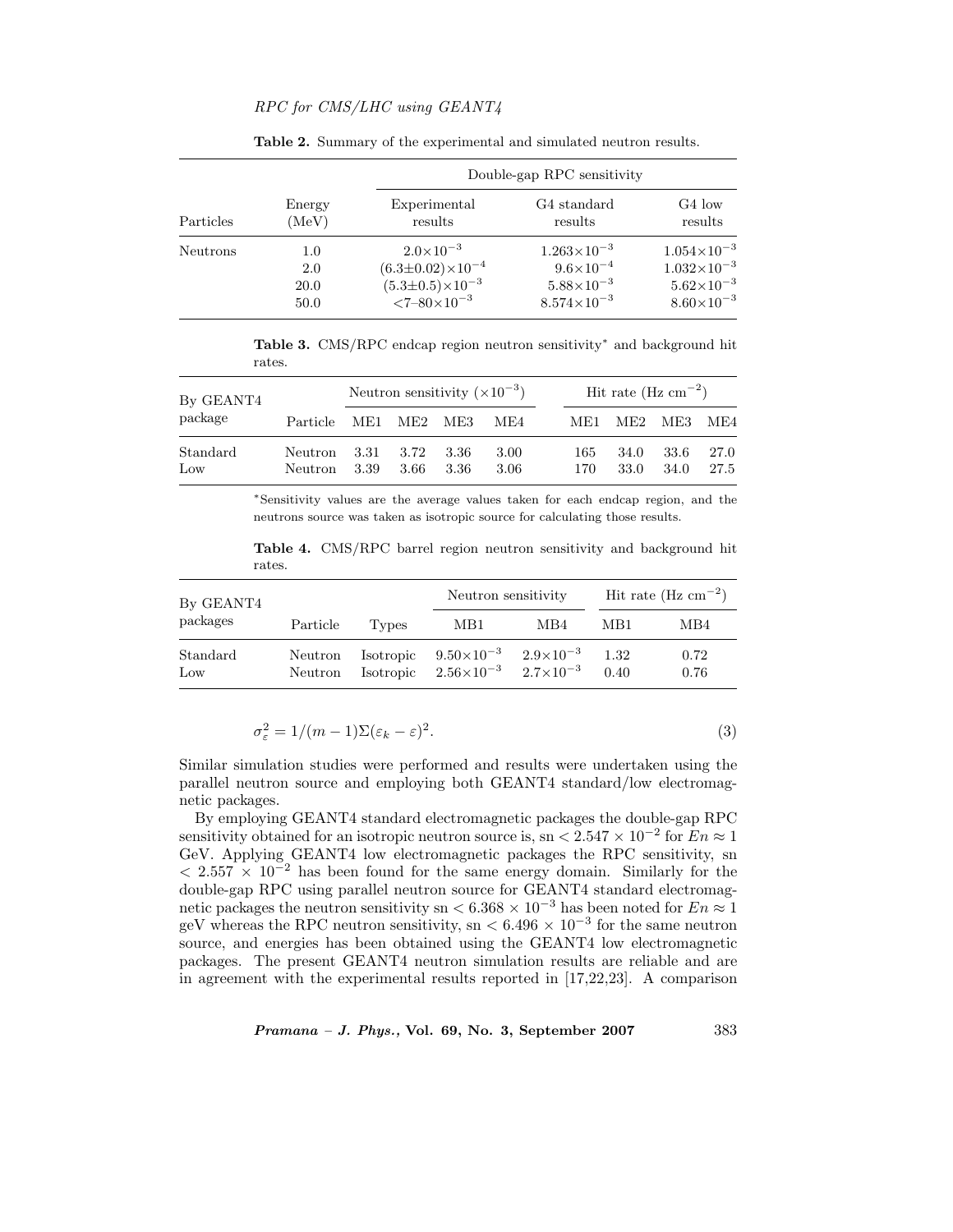**Table 2.** Summary of the experimental and simulated neutron results.

| | | Double-gap RPC sensitivity | | |
|---|---|---|---|---|
| Particles | Energy (MeV) | Experimental results | G4 standard results | G4 low results |
| Neutrons | 1.0 | $2.0{\times}10^{-3}$ | $1.263{\times}10^{-3}$ | $1.054{\times}10^{-3}$ |
| | 2.0 | $(6.3{\pm}0.02){\times}10^{-4}$ | $9.6{\times}10^{-4}$ | $1.032{\times}10^{-3}$ |
| | 20.0 | $(5.3{\pm}0.5){\times}10^{-3}$ | $5.88{\times}10^{-3}$ | $5.62{\times}10^{-3}$ |
| | 50.0 | $<$7–$80{\times}10^{-3}$ | $8.574{\times}10^{-3}$ | $8.60{\times}10^{-3}$ |

**Table 3.** CMS/RPC endcap region neutron sensitivity* and background hit rates.

| By GEANT4 package | | Neutron sensitivity ($\times10^{-3}$) | | | | Hit rate (Hz cm$^{-2}$) | | | |
|---|---|---|---|---|---|---|---|---|---|
| | Particle | ME1 | ME2 | ME3 | ME4 | ME1 | ME2 | ME3 | ME4 |
| Standard | Neutron | 3.31 | 3.72 | 3.36 | 3.00 | 165 | 34.0 | 33.6 | 27.0 |
| Low | Neutron | 3.39 | 3.66 | 3.36 | 3.06 | 170 | 33.0 | 34.0 | 27.5 |

*Sensitivity values are the average values taken for each endcap region, and the neutrons source was taken as isotropic source for calculating those results.

**Table 4.** CMS/RPC barrel region neutron sensitivity and background hit rates.

| By GEANT4 packages | | | Neutron sensitivity | | Hit rate (Hz cm$^{-2}$) | |
|---|---|---|---|---|---|---|
| | Particle | Types | MB1 | MB4 | MB1 | MB4 |
| Standard | Neutron | Isotropic | $9.50{\times}10^{-3}$ | $2.9{\times}10^{-3}$ | 1.32 | 0.72 |
| Low | Neutron | Isotropic | $2.56{\times}10^{-3}$ | $2.7{\times}10^{-3}$ | 0.40 | 0.76 |

$$\sigma_{\varepsilon}^{2} = 1/(m-1)\Sigma(\varepsilon_k - \varepsilon)^2. \tag{3}$$

Similar simulation studies were performed and results were undertaken using the parallel neutron source and employing both GEANT4 standard/low electromagnetic packages.

By employing GEANT4 standard electromagnetic packages the double-gap RPC sensitivity obtained for an isotropic neutron source is, sn $< 2.547 \times 10^{-2}$ for $En \approx 1$ GeV. Applying GEANT4 low electromagnetic packages the RPC sensitivity, sn $< 2.557 \times 10^{-2}$ has been found for the same energy domain. Similarly for the double-gap RPC using parallel neutron source for GEANT4 standard electromagnetic packages the neutron sensitivity sn $< 6.368 \times 10^{-3}$ has been noted for $En \approx 1$ geV whereas the RPC neutron sensitivity, sn $< 6.496 \times 10^{-3}$ for the same neutron source, and energies has been obtained using the GEANT4 low electromagnetic packages. The present GEANT4 neutron simulation results are reliable and are in agreement with the experimental results reported in [17,22,23]. A comparison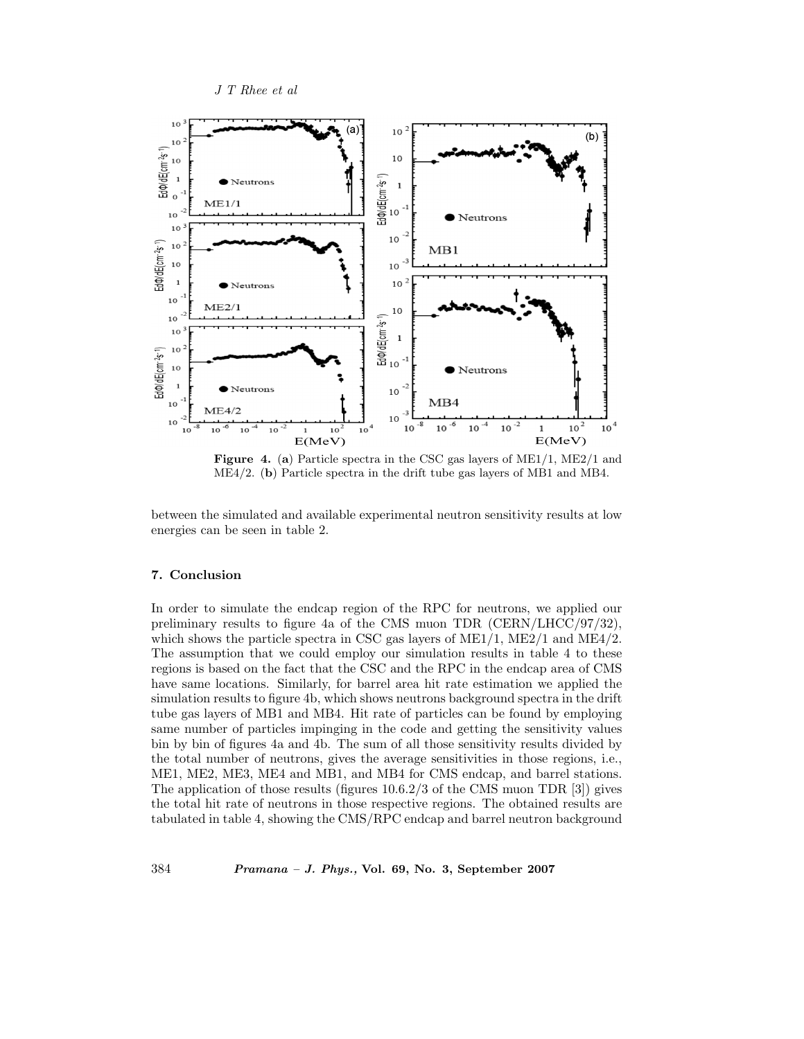**Figure 4.** (**a**) Particle spectra in the CSC gas layers of ME1/1, ME2/1 and ME4/2. (**b**) Particle spectra in the drift tube gas layers of MB1 and MB4.

between the simulated and available experimental neutron sensitivity results at low energies can be seen in table 2.

## 7. Conclusion

In order to simulate the endcap region of the RPC for neutrons, we applied our preliminary results to figure 4a of the CMS muon TDR (CERN/LHCC/97/32), which shows the particle spectra in CSC gas layers of ME1/1, ME2/1 and ME4/2. The assumption that we could employ our simulation results in table 4 to these regions is based on the fact that the CSC and the RPC in the endcap area of CMS have same locations. Similarly, for barrel area hit rate estimation we applied the simulation results to figure 4b, which shows neutrons background spectra in the drift tube gas layers of MB1 and MB4. Hit rate of particles can be found by employing same number of particles impinging in the code and getting the sensitivity values bin by bin of figures 4a and 4b. The sum of all those sensitivity results divided by the total number of neutrons, gives the average sensitivities in those regions, i.e., ME1, ME2, ME3, ME4 and MB1, and MB4 for CMS endcap, and barrel stations. The application of those results (figures 10.6.2/3 of the CMS muon TDR [3]) gives the total hit rate of neutrons in those respective regions. The obtained results are tabulated in table 4, showing the CMS/RPC endcap and barrel neutron background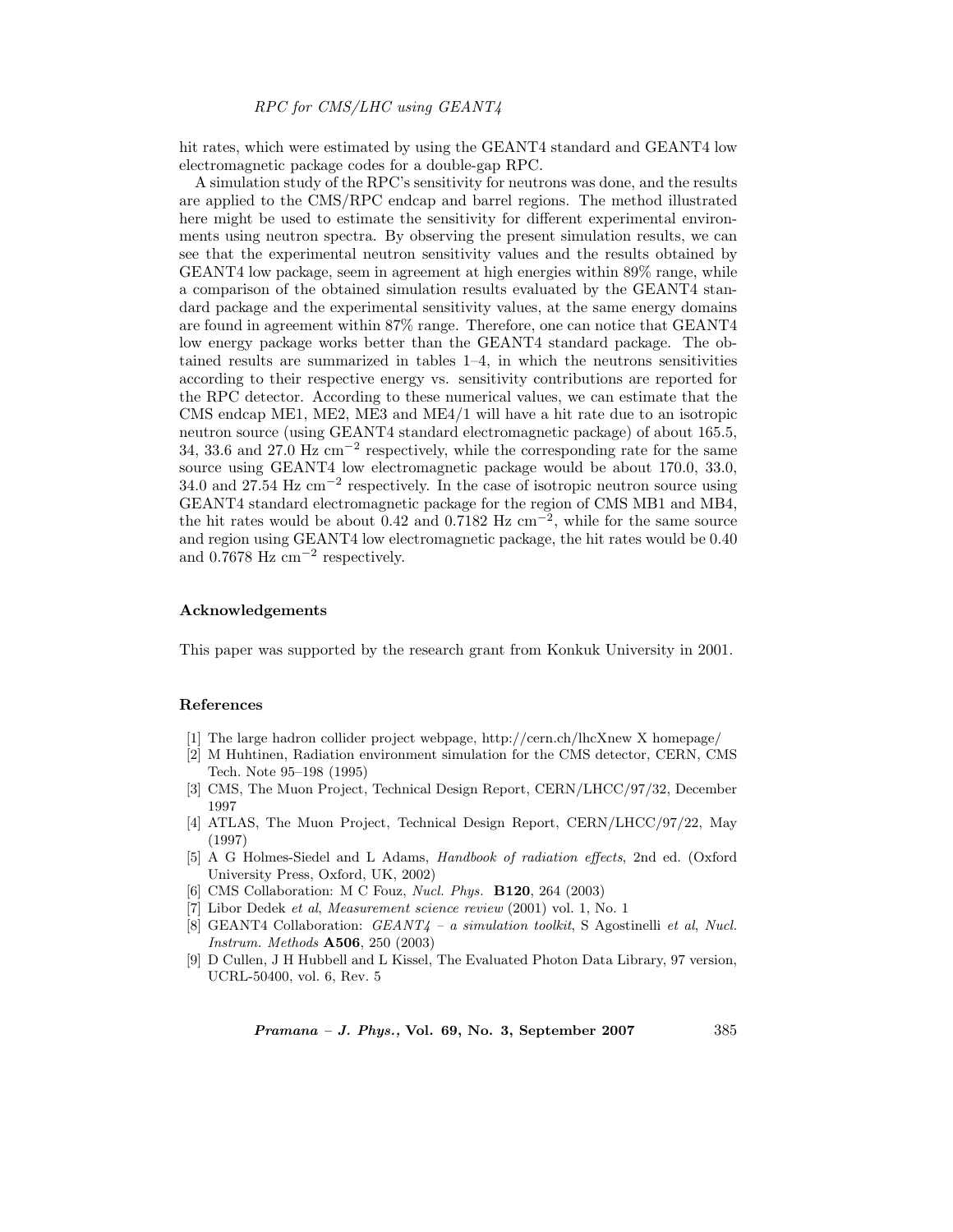hit rates, which were estimated by using the GEANT4 standard and GEANT4 low electromagnetic package codes for a double-gap RPC.

A simulation study of the RPC's sensitivity for neutrons was done, and the results are applied to the CMS/RPC endcap and barrel regions. The method illustrated here might be used to estimate the sensitivity for different experimental environments using neutron spectra. By observing the present simulation results, we can see that the experimental neutron sensitivity values and the results obtained by GEANT4 low package, seem in agreement at high energies within 89% range, while a comparison of the obtained simulation results evaluated by the GEANT4 standard package and the experimental sensitivity values, at the same energy domains are found in agreement within 87% range. Therefore, one can notice that GEANT4 low energy package works better than the GEANT4 standard package. The obtained results are summarized in tables 1–4, in which the neutrons sensitivities according to their respective energy vs. sensitivity contributions are reported for the RPC detector. According to these numerical values, we can estimate that the CMS endcap ME1, ME2, ME3 and ME4/1 will have a hit rate due to an isotropic neutron source (using GEANT4 standard electromagnetic package) of about 165.5, 34, 33.6 and 27.0 Hz cm$^{-2}$ respectively, while the corresponding rate for the same source using GEANT4 low electromagnetic package would be about 170.0, 33.0, 34.0 and 27.54 Hz cm$^{-2}$ respectively. In the case of isotropic neutron source using GEANT4 standard electromagnetic package for the region of CMS MB1 and MB4, the hit rates would be about 0.42 and 0.7182 Hz cm$^{-2}$, while for the same source and region using GEANT4 low electromagnetic package, the hit rates would be 0.40 and 0.7678 Hz cm$^{-2}$ respectively.

### Acknowledgements

This paper was supported by the research grant from Konkuk University in 2001.

### References

[1] The large hadron collider project webpage, http://cern.ch/lhcXnew X homepage/

[2] M Huhtinen, Radiation environment simulation for the CMS detector, CERN, CMS Tech. Note 95–198 (1995)

[3] CMS, The Muon Project, Technical Design Report, CERN/LHCC/97/32, December 1997

[4] ATLAS, The Muon Project, Technical Design Report, CERN/LHCC/97/22, May (1997)

[5] A G Holmes-Siedel and L Adams, *Handbook of radiation effects*, 2nd ed. (Oxford University Press, Oxford, UK, 2002)

[6] CMS Collaboration: M C Fouz, *Nucl. Phys.* **B120**, 264 (2003)

[7] Libor Dedek *et al*, *Measurement science review* (2001) vol. 1, No. 1

[8] GEANT4 Collaboration: *GEANT4 – a simulation toolkit*, S Agostinelli *et al*, *Nucl. Instrum. Methods* **A506**, 250 (2003)

[9] D Cullen, J H Hubbell and L Kissel, The Evaluated Photon Data Library, 97 version, UCRL-50400, vol. 6, Rev. 5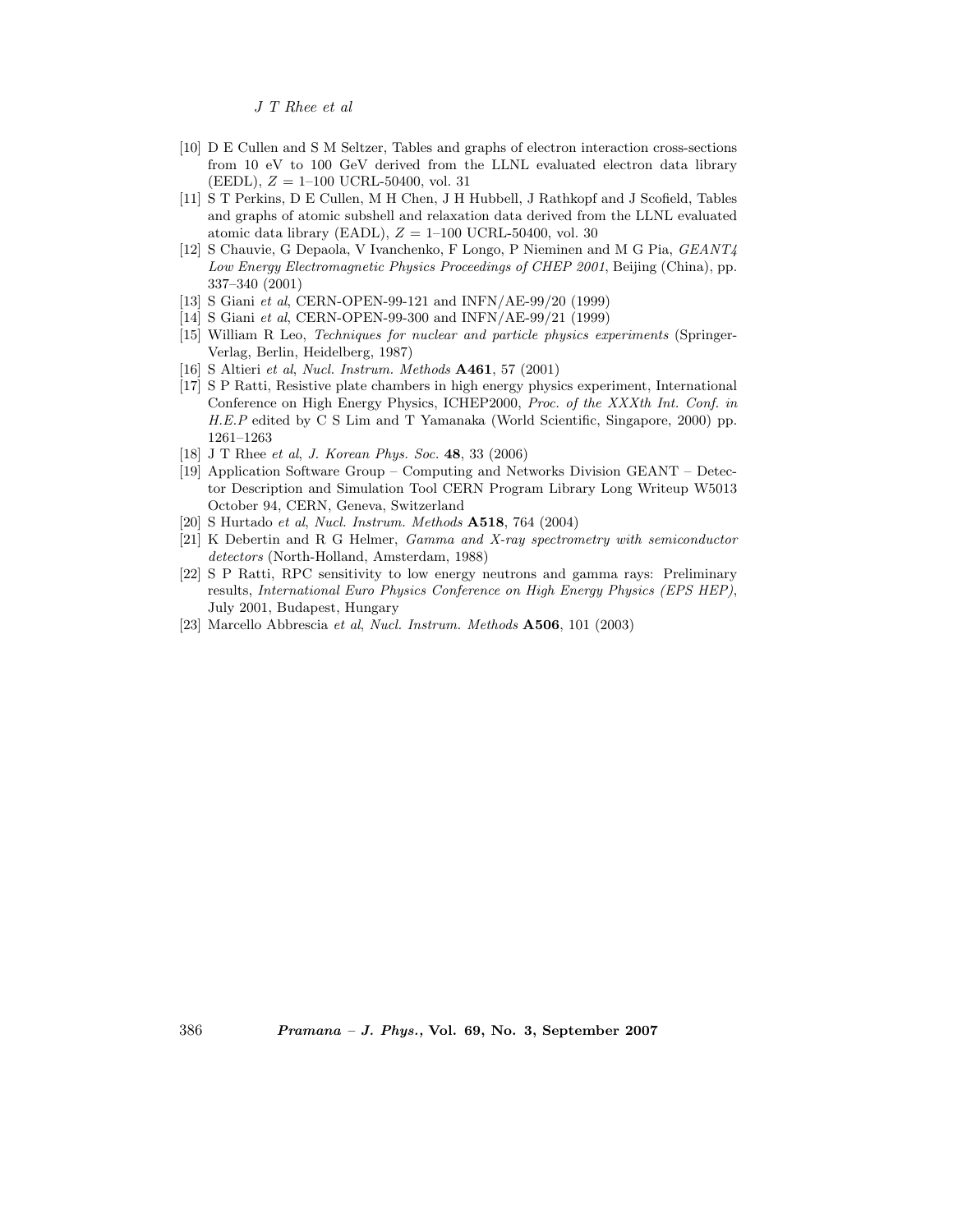[10] D E Cullen and S M Seltzer, Tables and graphs of electron interaction cross-sections from 10 eV to 100 GeV derived from the LLNL evaluated electron data library (EEDL), $Z = 1$–100 UCRL-50400, vol. 31

[11] S T Perkins, D E Cullen, M H Chen, J H Hubbell, J Rathkopf and J Scofield, Tables and graphs of atomic subshell and relaxation data derived from the LLNL evaluated atomic data library (EADL), $Z = 1$–100 UCRL-50400, vol. 30

[12] S Chauvie, G Depaola, V Ivanchenko, F Longo, P Nieminen and M G Pia, *GEANT4 Low Energy Electromagnetic Physics Proceedings of CHEP 2001*, Beijing (China), pp. 337–340 (2001)

[13] S Giani *et al*, CERN-OPEN-99-121 and INFN/AE-99/20 (1999)

[14] S Giani *et al*, CERN-OPEN-99-300 and INFN/AE-99/21 (1999)

[15] William R Leo, *Techniques for nuclear and particle physics experiments* (Springer-Verlag, Berlin, Heidelberg, 1987)

[16] S Altieri *et al*, *Nucl. Instrum. Methods* **A461**, 57 (2001)

[17] S P Ratti, Resistive plate chambers in high energy physics experiment, International Conference on High Energy Physics, ICHEP2000, *Proc. of the XXXth Int. Conf. in H.E.P* edited by C S Lim and T Yamanaka (World Scientific, Singapore, 2000) pp. 1261–1263

[18] J T Rhee *et al*, *J. Korean Phys. Soc.* **48**, 33 (2006)

[19] Application Software Group – Computing and Networks Division GEANT – Detector Description and Simulation Tool CERN Program Library Long Writeup W5013 October 94, CERN, Geneva, Switzerland

[20] S Hurtado *et al*, *Nucl. Instrum. Methods* **A518**, 764 (2004)

[21] K Debertin and R G Helmer, *Gamma and X-ray spectrometry with semiconductor detectors* (North-Holland, Amsterdam, 1988)

[22] S P Ratti, RPC sensitivity to low energy neutrons and gamma rays: Preliminary results, *International Euro Physics Conference on High Energy Physics (EPS HEP)*, July 2001, Budapest, Hungary

[23] Marcello Abbrescia *et al*, *Nucl. Instrum. Methods* **A506**, 101 (2003)